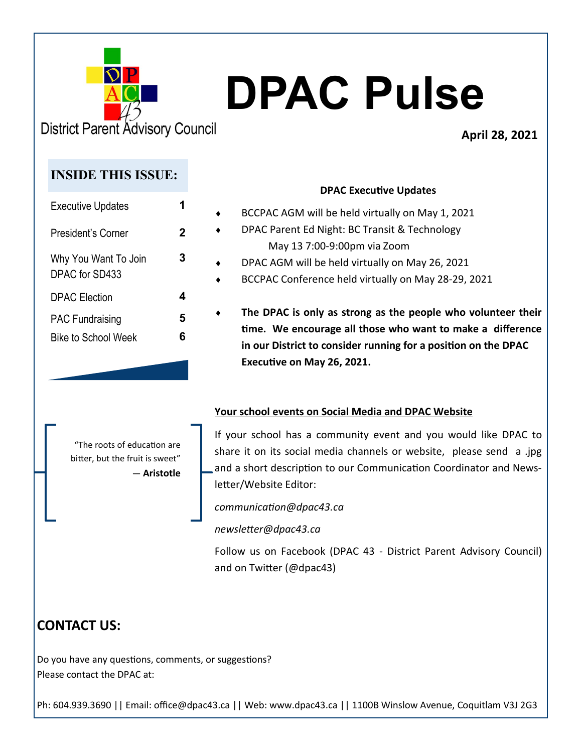District Parent Advisory Council

# DPAC Pulse

**April 28, 2021**

## INSIDE THIS ISSUE:

| | |
|---|---|
| Executive Updates | 1 |
| President's Corner | 2 |
| Why You Want To Join DPAC for SD433 | 3 |
| DPAC Election | 4 |
| PAC Fundraising | 5 |
| Bike to School Week | 6 |

"The roots of education are bitter, but the fruit is sweet"
— **Aristotle**

### DPAC Executive Updates

- BCCPAC AGM will be held virtually on May 1, 2021
- DPAC Parent Ed Night: BC Transit & Technology
  May 13 7:00-9:00pm via Zoom
- DPAC AGM will be held virtually on May 26, 2021
- BCCPAC Conference held virtually on May 28-29, 2021
- **The DPAC is only as strong as the people who volunteer their time. We encourage all those who want to make a difference in our District to consider running for a position on the DPAC Executive on May 26, 2021.**

### Your school events on Social Media and DPAC Website

If your school has a community event and you would like DPAC to share it on its social media channels or website, please send a .jpg and a short description to our Communication Coordinator and Newsletter/Website Editor:

*communication@dpac43.ca*

*newsletter@dpac43.ca*

Follow us on Facebook (DPAC 43 - District Parent Advisory Council) and on Twitter (@dpac43)

## CONTACT US:

Do you have any questions, comments, or suggestions?
Please contact the DPAC at:

Ph: 604.939.3690 || Email: office@dpac43.ca || Web: www.dpac43.ca || 1100B Winslow Avenue, Coquitlam V3J 2G3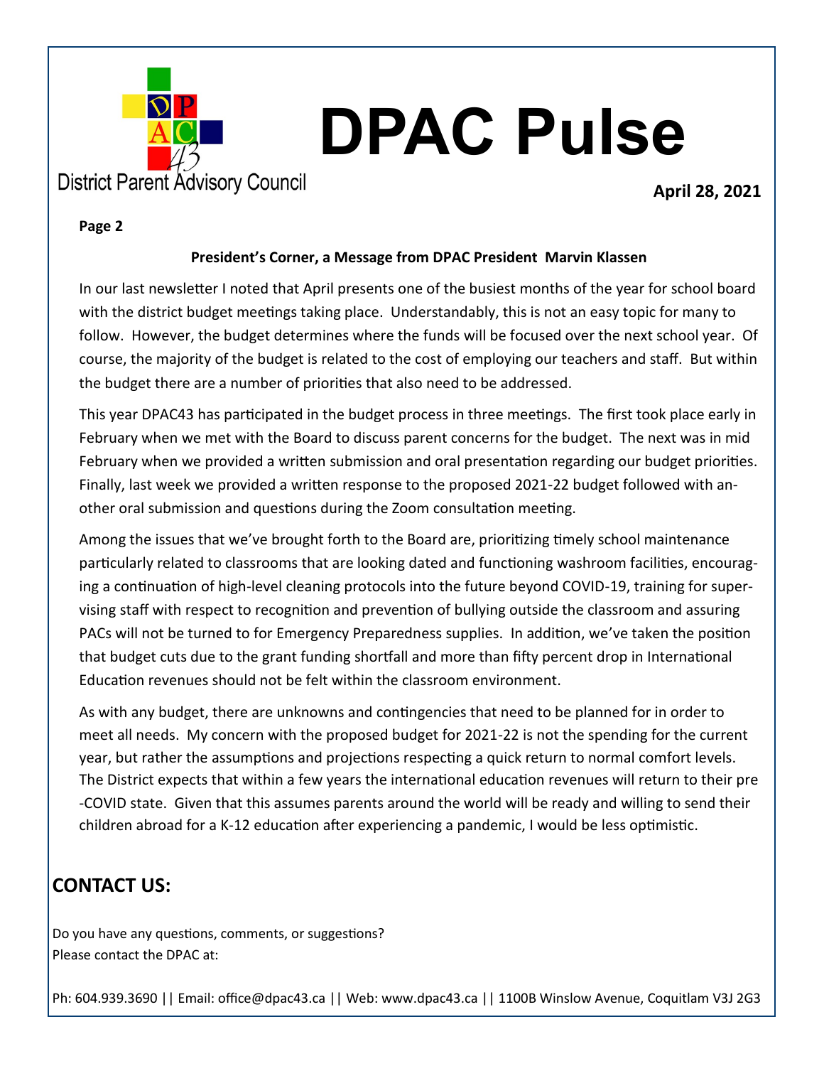# DPAC Pulse

District Parent Advisory Council

**April 28, 2021**

**Page 2**

### President's Corner, a Message from DPAC President Marvin Klassen

In our last newsletter I noted that April presents one of the busiest months of the year for school board with the district budget meetings taking place. Understandably, this is not an easy topic for many to follow. However, the budget determines where the funds will be focused over the next school year. Of course, the majority of the budget is related to the cost of employing our teachers and staff. But within the budget there are a number of priorities that also need to be addressed.

This year DPAC43 has participated in the budget process in three meetings. The first took place early in February when we met with the Board to discuss parent concerns for the budget. The next was in mid February when we provided a written submission and oral presentation regarding our budget priorities. Finally, last week we provided a written response to the proposed 2021-22 budget followed with another oral submission and questions during the Zoom consultation meeting.

Among the issues that we've brought forth to the Board are, prioritizing timely school maintenance particularly related to classrooms that are looking dated and functioning washroom facilities, encouraging a continuation of high-level cleaning protocols into the future beyond COVID-19, training for supervising staff with respect to recognition and prevention of bullying outside the classroom and assuring PACs will not be turned to for Emergency Preparedness supplies. In addition, we've taken the position that budget cuts due to the grant funding shortfall and more than fifty percent drop in International Education revenues should not be felt within the classroom environment.

As with any budget, there are unknowns and contingencies that need to be planned for in order to meet all needs. My concern with the proposed budget for 2021-22 is not the spending for the current year, but rather the assumptions and projections respecting a quick return to normal comfort levels. The District expects that within a few years the international education revenues will return to their pre-COVID state. Given that this assumes parents around the world will be ready and willing to send their children abroad for a K-12 education after experiencing a pandemic, I would be less optimistic.

## CONTACT US:

Do you have any questions, comments, or suggestions?
Please contact the DPAC at:

Ph: 604.939.3690 || Email: office@dpac43.ca || Web: www.dpac43.ca || 1100B Winslow Avenue, Coquitlam V3J 2G3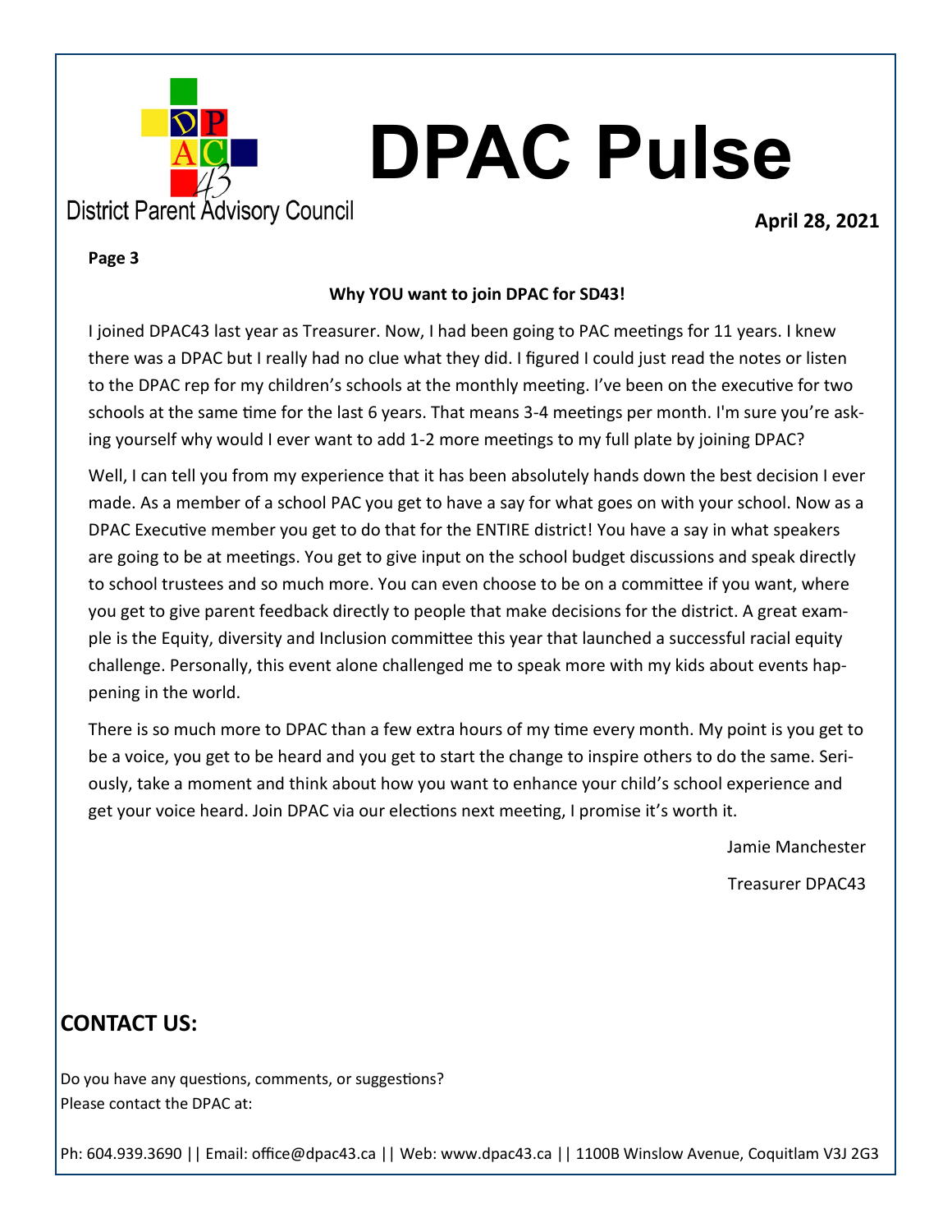# DPAC Pulse

District Parent Advisory Council

**April 28, 2021**

**Page 3**

**Why YOU want to join DPAC for SD43!**

I joined DPAC43 last year as Treasurer. Now, I had been going to PAC meetings for 11 years. I knew there was a DPAC but I really had no clue what they did. I figured I could just read the notes or listen to the DPAC rep for my children's schools at the monthly meeting. I've been on the executive for two schools at the same time for the last 6 years. That means 3-4 meetings per month. I'm sure you're asking yourself why would I ever want to add 1-2 more meetings to my full plate by joining DPAC?

Well, I can tell you from my experience that it has been absolutely hands down the best decision I ever made. As a member of a school PAC you get to have a say for what goes on with your school. Now as a DPAC Executive member you get to do that for the ENTIRE district! You have a say in what speakers are going to be at meetings. You get to give input on the school budget discussions and speak directly to school trustees and so much more. You can even choose to be on a committee if you want, where you get to give parent feedback directly to people that make decisions for the district. A great example is the Equity, diversity and Inclusion committee this year that launched a successful racial equity challenge. Personally, this event alone challenged me to speak more with my kids about events happening in the world.

There is so much more to DPAC than a few extra hours of my time every month. My point is you get to be a voice, you get to be heard and you get to start the change to inspire others to do the same. Seriously, take a moment and think about how you want to enhance your child's school experience and get your voice heard. Join DPAC via our elections next meeting, I promise it's worth it.

Jamie Manchester

Treasurer DPAC43

## CONTACT US:

Do you have any questions, comments, or suggestions?
Please contact the DPAC at:

Ph: 604.939.3690 || Email: office@dpac43.ca || Web: www.dpac43.ca || 1100B Winslow Avenue, Coquitlam V3J 2G3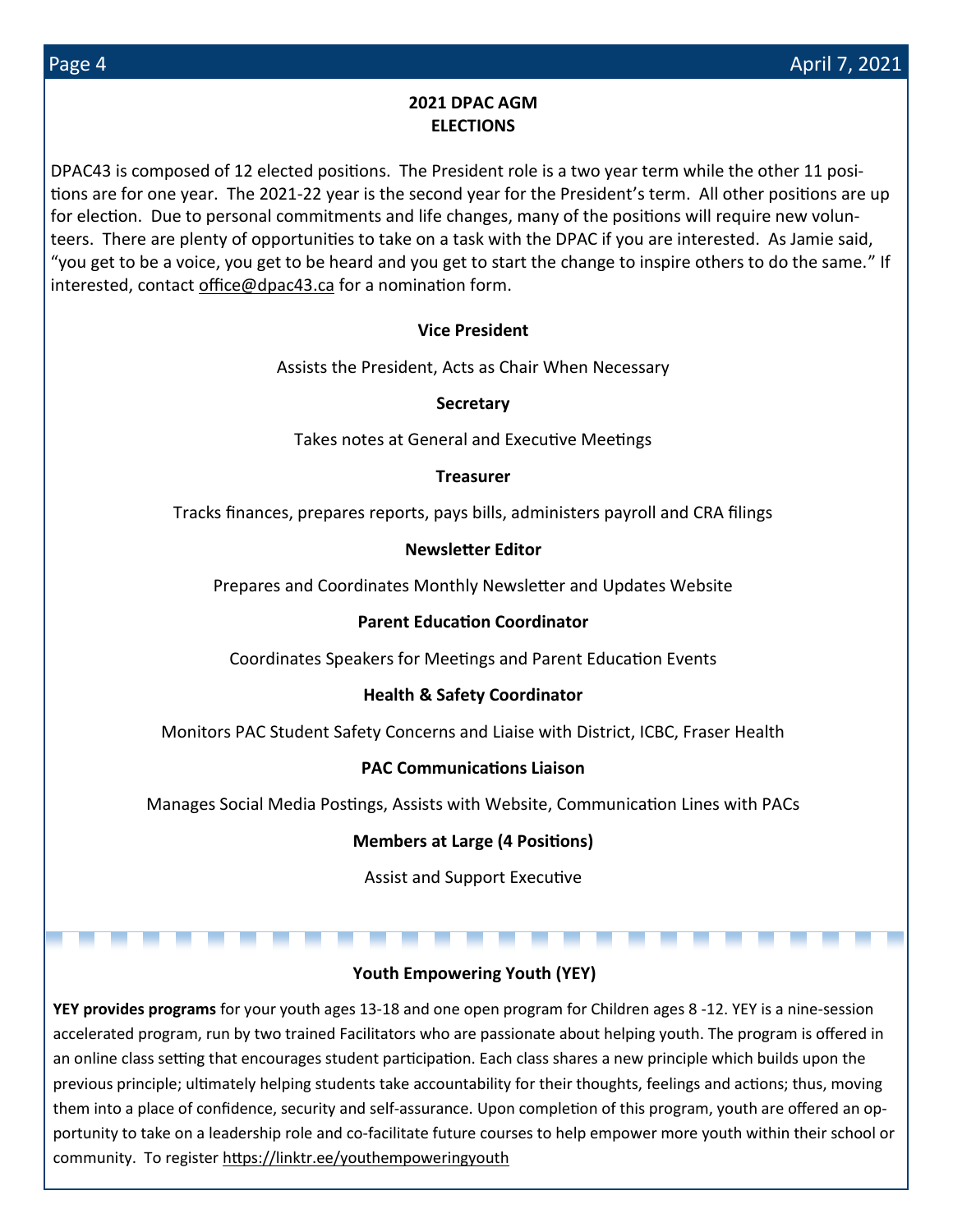## 2021 DPAC AGM
## ELECTIONS

DPAC43 is composed of 12 elected positions. The President role is a two year term while the other 11 positions are for one year. The 2021-22 year is the second year for the President's term. All other positions are up for election. Due to personal commitments and life changes, many of the positions will require new volunteers. There are plenty of opportunities to take on a task with the DPAC if you are interested. As Jamie said, "you get to be a voice, you get to be heard and you get to start the change to inspire others to do the same." If interested, contact office@dpac43.ca for a nomination form.

**Vice President**

Assists the President, Acts as Chair When Necessary

**Secretary**

Takes notes at General and Executive Meetings

**Treasurer**

Tracks finances, prepares reports, pays bills, administers payroll and CRA filings

**Newsletter Editor**

Prepares and Coordinates Monthly Newsletter and Updates Website

**Parent Education Coordinator**

Coordinates Speakers for Meetings and Parent Education Events

**Health & Safety Coordinator**

Monitors PAC Student Safety Concerns and Liaise with District, ICBC, Fraser Health

**PAC Communications Liaison**

Manages Social Media Postings, Assists with Website, Communication Lines with PACs

**Members at Large (4 Positions)**

Assist and Support Executive

---

## Youth Empowering Youth (YEY)

**YEY provides programs** for your youth ages 13-18 and one open program for Children ages 8 -12. YEY is a nine-session accelerated program, run by two trained Facilitators who are passionate about helping youth. The program is offered in an online class setting that encourages student participation. Each class shares a new principle which builds upon the previous principle; ultimately helping students take accountability for their thoughts, feelings and actions; thus, moving them into a place of confidence, security and self-assurance. Upon completion of this program, youth are offered an opportunity to take on a leadership role and co-facilitate future courses to help empower more youth within their school or community. To register https://linktr.ee/youthempoweringyouth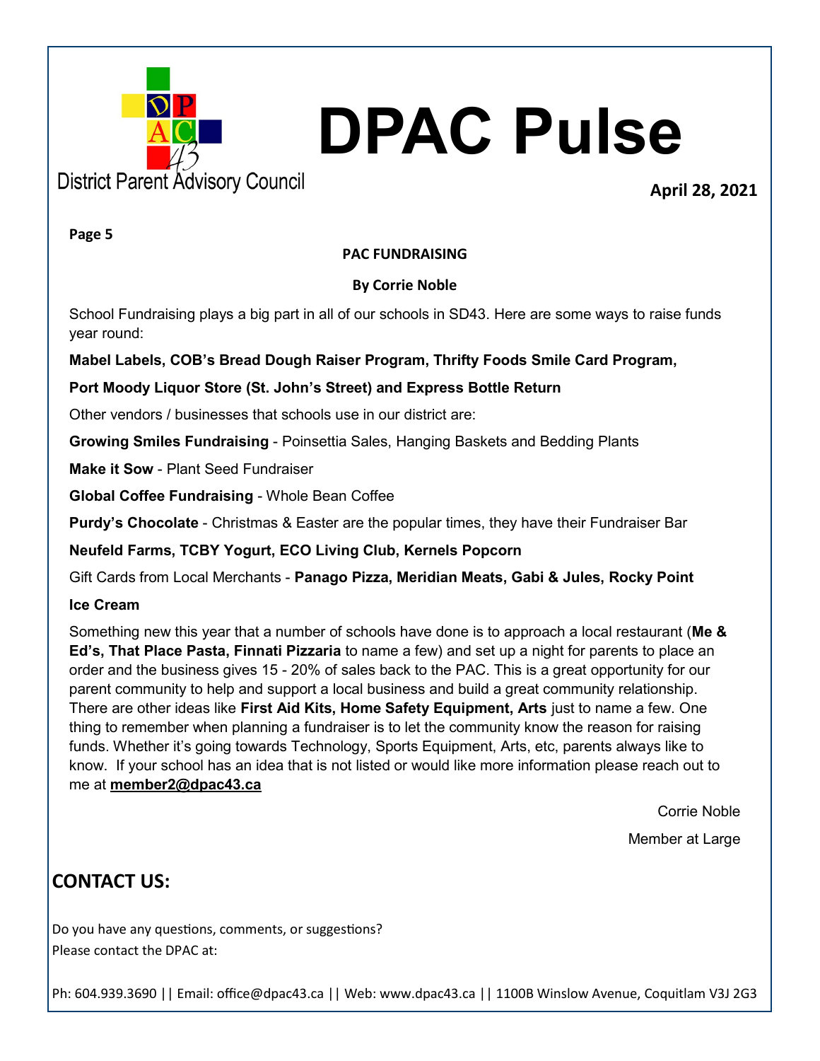# DPAC Pulse

District Parent Advisory Council

**April 28, 2021**

## PAC FUNDRAISING

**By Corrie Noble**

School Fundraising plays a big part in all of our schools in SD43. Here are some ways to raise funds year round:

**Mabel Labels, COB's Bread Dough Raiser Program, Thrifty Foods Smile Card Program,**

**Port Moody Liquor Store (St. John's Street) and Express Bottle Return**

Other vendors / businesses that schools use in our district are:

**Growing Smiles Fundraising** - Poinsettia Sales, Hanging Baskets and Bedding Plants

**Make it Sow** - Plant Seed Fundraiser

**Global Coffee Fundraising** - Whole Bean Coffee

**Purdy's Chocolate** - Christmas & Easter are the popular times, they have their Fundraiser Bar

**Neufeld Farms, TCBY Yogurt, ECO Living Club, Kernels Popcorn**

Gift Cards from Local Merchants - **Panago Pizza, Meridian Meats, Gabi & Jules, Rocky Point Ice Cream**

Something new this year that a number of schools have done is to approach a local restaurant (**Me & Ed's, That Place Pasta, Finnati Pizzaria** to name a few) and set up a night for parents to place an order and the business gives 15 - 20% of sales back to the PAC. This is a great opportunity for our parent community to help and support a local business and build a great community relationship. There are other ideas like **First Aid Kits, Home Safety Equipment, Arts** just to name a few. One thing to remember when planning a fundraiser is to let the community know the reason for raising funds. Whether it's going towards Technology, Sports Equipment, Arts, etc, parents always like to know. If your school has an idea that is not listed or would like more information please reach out to me at **member2@dpac43.ca**

Corrie Noble

Member at Large

## CONTACT US:

Do you have any questions, comments, or suggestions?
Please contact the DPAC at:

Ph: 604.939.3690 || Email: office@dpac43.ca || Web: www.dpac43.ca || 1100B Winslow Avenue, Coquitlam V3J 2G3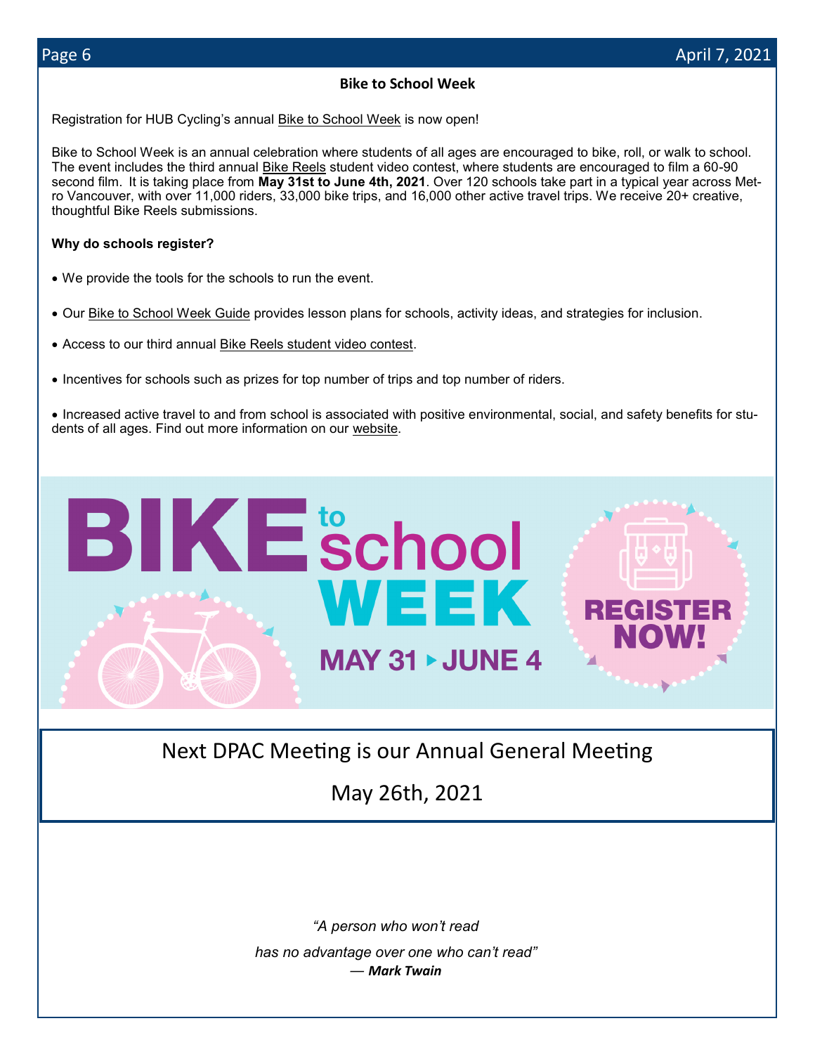## Bike to School Week

Registration for HUB Cycling's annual Bike to School Week is now open!

Bike to School Week is an annual celebration where students of all ages are encouraged to bike, roll, or walk to school. The event includes the third annual Bike Reels student video contest, where students are encouraged to film a 60-90 second film. It is taking place from **May 31st to June 4th, 2021**. Over 120 schools take part in a typical year across Metro Vancouver, with over 11,000 riders, 33,000 bike trips, and 16,000 other active travel trips. We receive 20+ creative, thoughtful Bike Reels submissions.

**Why do schools register?**

- We provide the tools for the schools to run the event.
- Our Bike to School Week Guide provides lesson plans for schools, activity ideas, and strategies for inclusion.
- Access to our third annual Bike Reels student video contest.
- Incentives for schools such as prizes for top number of trips and top number of riders.
- Increased active travel to and from school is associated with positive environmental, social, and safety benefits for students of all ages. Find out more information on our website.

BIKE to school WEEK

MAY 31 ▸ JUNE 4

REGISTER NOW!

Next DPAC Meeting is our Annual General Meeting

May 26th, 2021

*"A person who won't read*

*has no advantage over one who can't read"*

***— Mark Twain***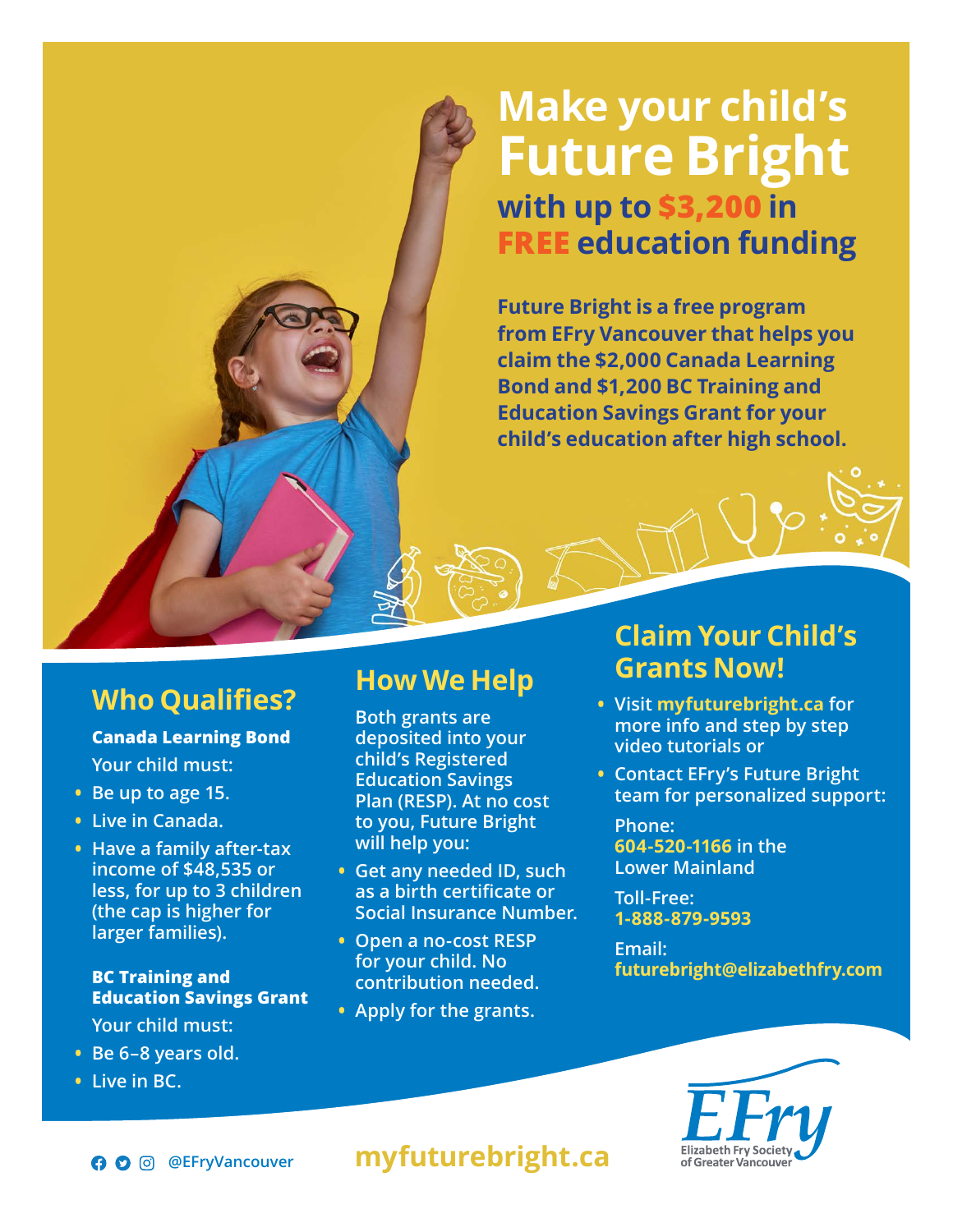# Make your child's Future Bright

## with up to $3,200 in FREE education funding

**Future Bright is a free program from EFry Vancouver that helps you claim the $2,000 Canada Learning Bond and $1,200 BC Training and Education Savings Grant for your child's education after high school.**

## Who Qualifies?

**Canada Learning Bond**

Your child must:

- Be up to age 15.
- Live in Canada.
- Have a family after-tax income of $48,535 or less, for up to 3 children (the cap is higher for larger families).

**BC Training and Education Savings Grant**

Your child must:

- Be 6–8 years old.
- Live in BC.

## How We Help

Both grants are deposited into your child's Registered Education Savings Plan (RESP). At no cost to you, Future Bright will help you:

- Get any needed ID, such as a birth certificate or Social Insurance Number.
- Open a no-cost RESP for your child. No contribution needed.
- Apply for the grants.

## Claim Your Child's Grants Now!

- Visit **myfuturebright.ca** for more info and step by step video tutorials or
- Contact EFry's Future Bright team for personalized support:

Phone:
**604-520-1166** in the Lower Mainland

Toll-Free:
**1-888-879-9593**

Email:
**futurebright@elizabethfry.com**

@EFryVancouver

**myfuturebright.ca**

EFry
Elizabeth Fry Society of Greater Vancouver